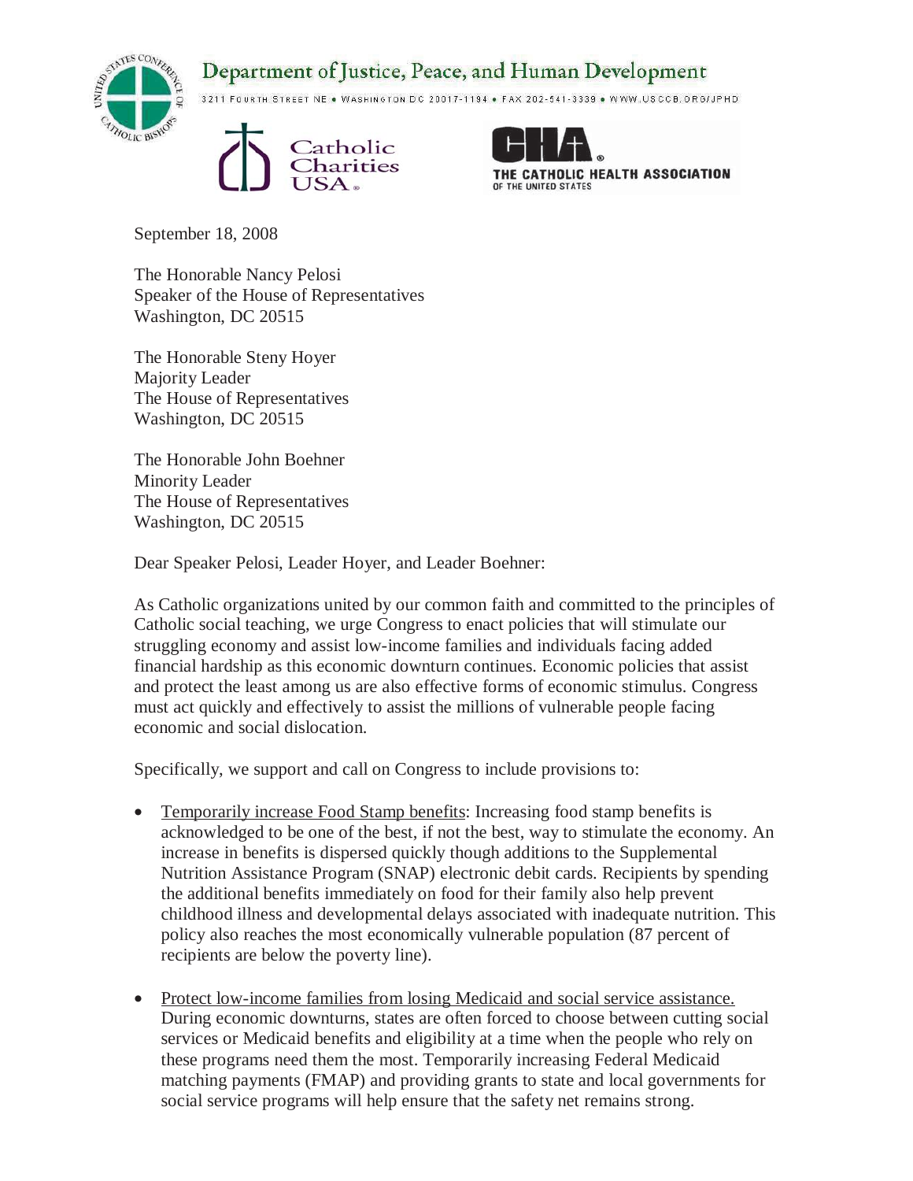Department of Justice, Peace, and Human Development

3211 Fourth Street NE • Washington DC 20017-1194 • Fax 202-541-3339 • www.usccb.org/jphd

Catholic Charities USA

THE CATHOLIC HEALTH ASSOCIATION OF THE UNITED STATES

September 18, 2008

The Honorable Nancy Pelosi
Speaker of the House of Representatives
Washington, DC 20515

The Honorable Steny Hoyer
Majority Leader
The House of Representatives
Washington, DC 20515

The Honorable John Boehner
Minority Leader
The House of Representatives
Washington, DC 20515

Dear Speaker Pelosi, Leader Hoyer, and Leader Boehner:

As Catholic organizations united by our common faith and committed to the principles of Catholic social teaching, we urge Congress to enact policies that will stimulate our struggling economy and assist low-income families and individuals facing added financial hardship as this economic downturn continues. Economic policies that assist and protect the least among us are also effective forms of economic stimulus. Congress must act quickly and effectively to assist the millions of vulnerable people facing economic and social dislocation.

Specifically, we support and call on Congress to include provisions to:

- Temporarily increase Food Stamp benefits: Increasing food stamp benefits is acknowledged to be one of the best, if not the best, way to stimulate the economy. An increase in benefits is dispersed quickly though additions to the Supplemental Nutrition Assistance Program (SNAP) electronic debit cards. Recipients by spending the additional benefits immediately on food for their family also help prevent childhood illness and developmental delays associated with inadequate nutrition. This policy also reaches the most economically vulnerable population (87 percent of recipients are below the poverty line).

- Protect low-income families from losing Medicaid and social service assistance. During economic downturns, states are often forced to choose between cutting social services or Medicaid benefits and eligibility at a time when the people who rely on these programs need them the most. Temporarily increasing Federal Medicaid matching payments (FMAP) and providing grants to state and local governments for social service programs will help ensure that the safety net remains strong.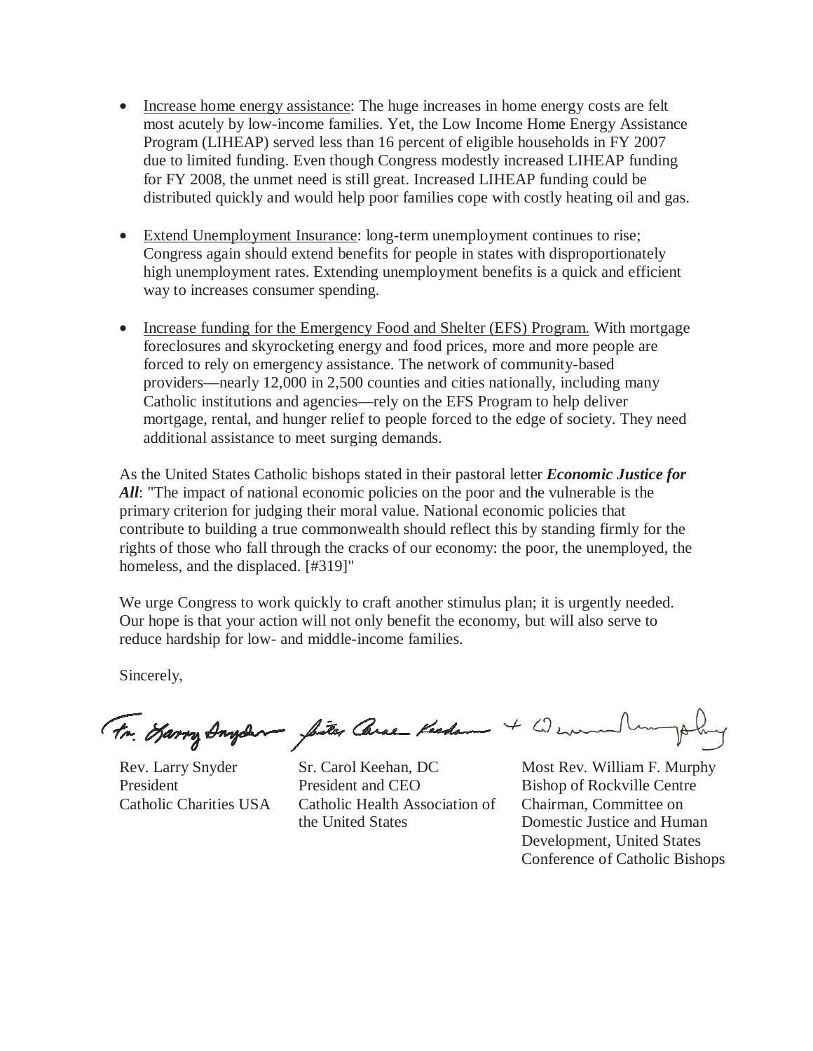- Increase home energy assistance: The huge increases in home energy costs are felt most acutely by low-income families. Yet, the Low Income Home Energy Assistance Program (LIHEAP) served less than 16 percent of eligible households in FY 2007 due to limited funding. Even though Congress modestly increased LIHEAP funding for FY 2008, the unmet need is still great. Increased LIHEAP funding could be distributed quickly and would help poor families cope with costly heating oil and gas.

- Extend Unemployment Insurance: long-term unemployment continues to rise; Congress again should extend benefits for people in states with disproportionately high unemployment rates. Extending unemployment benefits is a quick and efficient way to increases consumer spending.

- Increase funding for the Emergency Food and Shelter (EFS) Program. With mortgage foreclosures and skyrocketing energy and food prices, more and more people are forced to rely on emergency assistance. The network of community-based providers—nearly 12,000 in 2,500 counties and cities nationally, including many Catholic institutions and agencies—rely on the EFS Program to help deliver mortgage, rental, and hunger relief to people forced to the edge of society. They need additional assistance to meet surging demands.

As the United States Catholic bishops stated in their pastoral letter ***Economic Justice for All***: "The impact of national economic policies on the poor and the vulnerable is the primary criterion for judging their moral value. National economic policies that contribute to building a true commonwealth should reflect this by standing firmly for the rights of those who fall through the cracks of our economy: the poor, the unemployed, the homeless, and the displaced. [#319]"

We urge Congress to work quickly to craft another stimulus plan; it is urgently needed. Our hope is that your action will not only benefit the economy, but will also serve to reduce hardship for low- and middle-income families.

Sincerely,

Rev. Larry Snyder
President
Catholic Charities USA

Sr. Carol Keehan, DC
President and CEO
Catholic Health Association of the United States

Most Rev. William F. Murphy
Bishop of Rockville Centre
Chairman, Committee on Domestic Justice and Human Development, United States Conference of Catholic Bishops